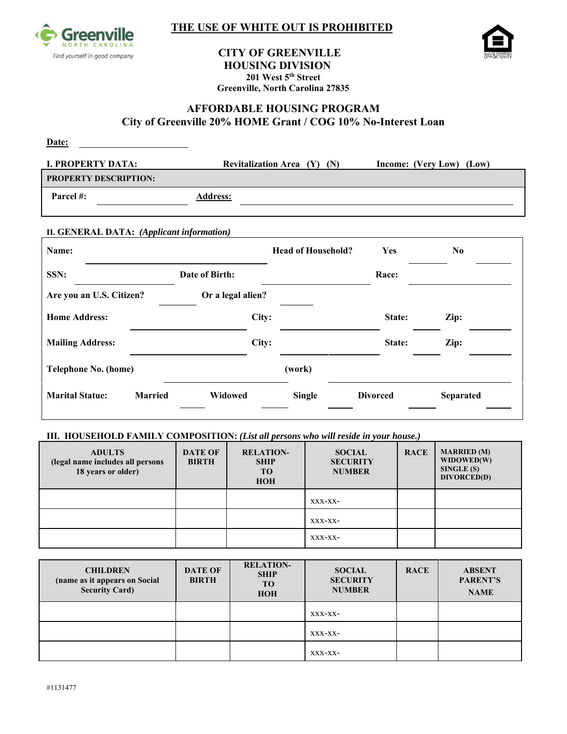**THE USE OF WHITE OUT IS PROHIBITED**

# CITY OF GREENVILLE
## HOUSING DIVISION
**201 West 5th Street**
**Greenville, North Carolina 27835**

## AFFORDABLE HOUSING PROGRAM
### City of Greenville 20% HOME Grant / COG 10% No-Interest Loan

**Date:** ____________________

**I. PROPERTY DATA:** Revitalization Area (Y) (N) Income: (Very Low) (Low)

**PROPERTY DESCRIPTION:**

**Parcel #:** ______________ **Address:** ______________________________

**II. GENERAL DATA:** *(Applicant information)*

**Name:** ____________________ **Head of Household?** Yes ______ No ______

**SSN:** ______________ **Date of Birth:** ______________ **Race:** ______________

**Are you an U.S. Citizen?** ______ **Or a legal alien?** ______

**Home Address:** ______________ **City:** ______________ **State:** ______ **Zip:** ______

**Mailing Address:** ______________ **City:** ______________ **State:** ______ **Zip:** ______

**Telephone No. (home)** ______________ **(work)** ______________

**Marital Statue:** Married ______ Widowed ______ Single ______ Divorced ______ Separated ______

**III. HOUSEHOLD FAMILY COMPOSITION:** *(List all persons who will reside in your house.)*

| ADULTS (legal name includes all persons 18 years or older) | DATE OF BIRTH | RELATION-SHIP TO HOH | SOCIAL SECURITY NUMBER | RACE | MARRIED (M) WIDOWED(W) SINGLE (S) DIVORCED(D) |
|---|---|---|---|---|---|
| | | | XXX-XX- | | |
| | | | XXX-XX- | | |
| | | | XXX-XX- | | |

| CHILDREN (name as it appears on Social Security Card) | DATE OF BIRTH | RELATION-SHIP TO HOH | SOCIAL SECURITY NUMBER | RACE | ABSENT PARENT'S NAME |
|---|---|---|---|---|---|
| | | | XXX-XX- | | |
| | | | XXX-XX- | | |
| | | | XXX-XX- | | |

#1131477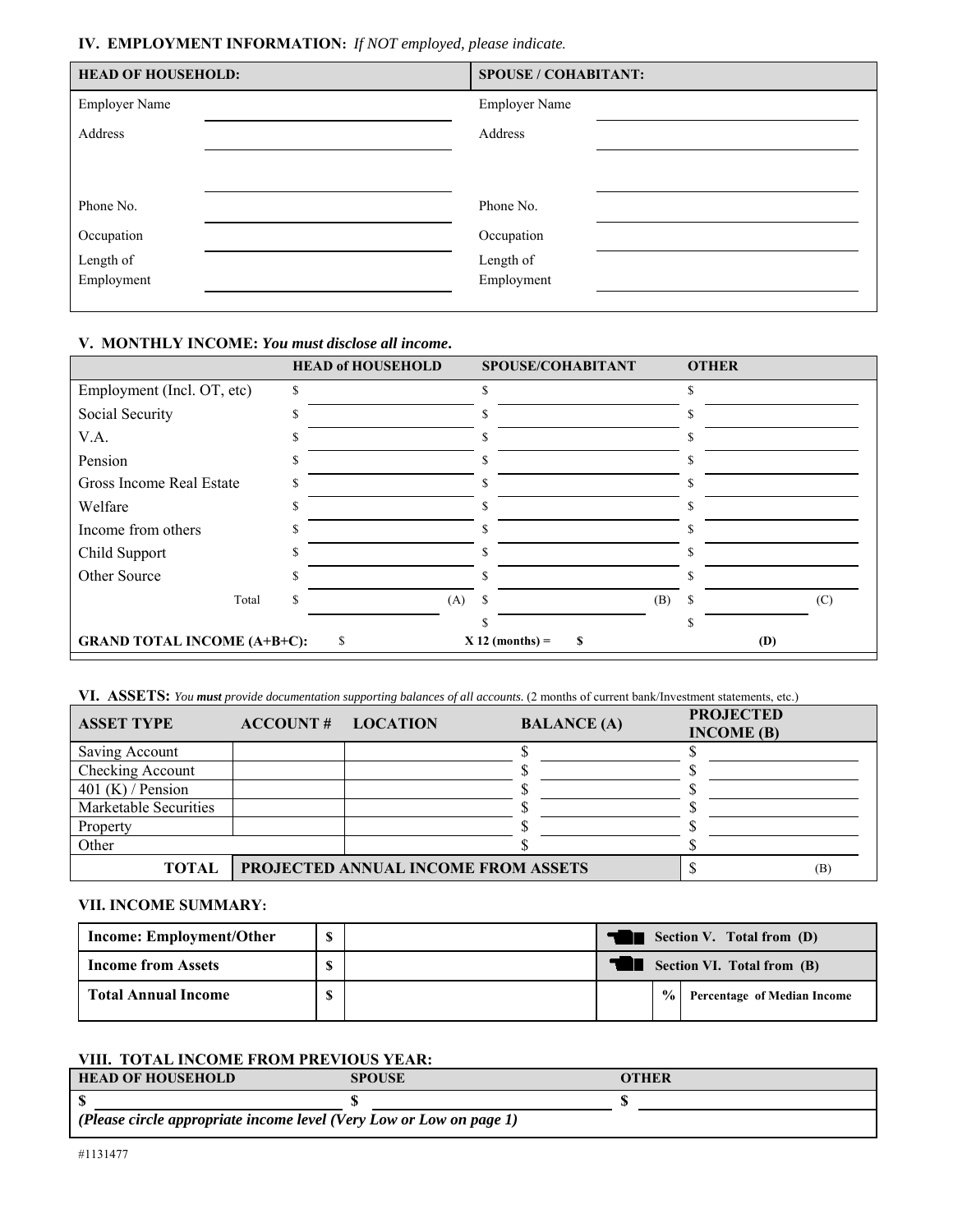## IV. EMPLOYMENT INFORMATION: *If NOT employed, please indicate.*

| HEAD OF HOUSEHOLD: | | SPOUSE / COHABITANT: | |
|---|---|---|---|
| Employer Name | | Employer Name | |
| Address | | Address | |
| | | | |
| Phone No. | | Phone No. | |
| Occupation | | Occupation | |
| Length of Employment | | Length of Employment | |

## V. MONTHLY INCOME: ***You must disclose all income.***

| | HEAD of HOUSEHOLD | SPOUSE/COHABITANT | OTHER |
|---|---|---|---|
| Employment (Incl. OT, etc) | $ | $ | $ |
| Social Security | $ | $ | $ |
| V.A. | $ | $ | $ |
| Pension | $ | $ | $ |
| Gross Income Real Estate | $ | $ | $ |
| Welfare | $ | $ | $ |
| Income from others | $ | $ | $ |
| Child Support | $ | $ | $ |
| Other Source | $ | $ | $ |
| Total | $ (A) | $ (B) | $ (C) |
| | | $ | $ |
| **GRAND TOTAL INCOME (A+B+C):** | $ | **X 12 (months) = $** | **(D)** |

## VI. ASSETS: *You* ***must*** *provide documentation supporting balances of all accounts.* (2 months of current bank/Investment statements, etc.)

| ASSET TYPE | ACCOUNT # | LOCATION | BALANCE (A) | PROJECTED INCOME (B) |
|---|---|---|---|---|
| Saving Account | | | $ | $ |
| Checking Account | | | $ | $ |
| 401 (K) / Pension | | | $ | $ |
| Marketable Securities | | | $ | $ |
| Property | | | $ | $ |
| Other | | | $ | $ |
| **TOTAL** | **PROJECTED ANNUAL INCOME FROM ASSETS** | | | $ (B) |

## VII. INCOME SUMMARY:

| | | | | |
|---|---|---|---|---|
| **Income: Employment/Other** | **$** | | | **Section V. Total from (D)** |
| **Income from Assets** | **$** | | | **Section VI. Total from (B)** |
| **Total Annual Income** | **$** | | **%** | **Percentage of Median Income** |

## VIII. TOTAL INCOME FROM PREVIOUS YEAR:

| HEAD OF HOUSEHOLD | SPOUSE | OTHER |
|---|---|---|
| **$** | **$** | **$** |

***(Please circle appropriate income level (Very Low or Low on page 1)***

#1131477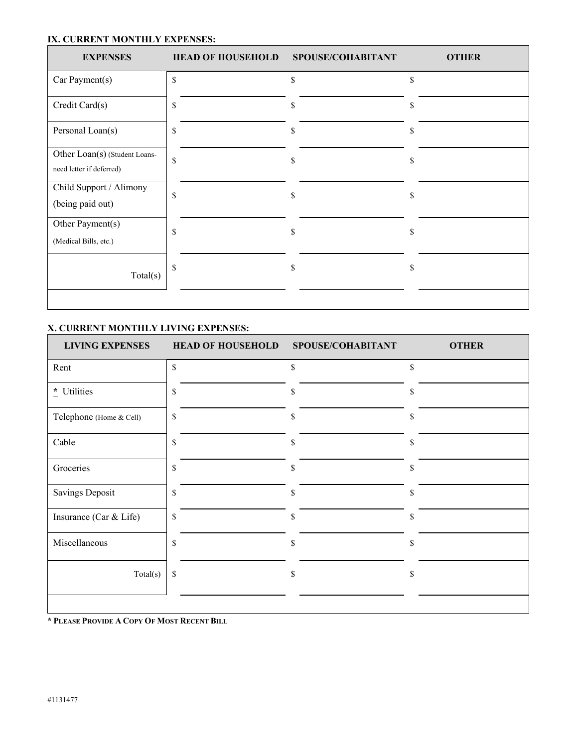**IX. CURRENT MONTHLY EXPENSES:**

| EXPENSES | HEAD OF HOUSEHOLD | SPOUSE/COHABITANT | OTHER |
|---|---|---|---|
| Car Payment(s) | $ | $ | $ |
| Credit Card(s) | $ | $ | $ |
| Personal Loan(s) | $ | $ | $ |
| Other Loan(s) (Student Loans- need letter if deferred) | $ | $ | $ |
| Child Support / Alimony (being paid out) | $ | $ | $ |
| Other Payment(s) (Medical Bills, etc.) | $ | $ | $ |
| Total(s) | $ | $ | $ |

**X. CURRENT MONTHLY LIVING EXPENSES:**

| LIVING EXPENSES | HEAD OF HOUSEHOLD | SPOUSE/COHABITANT | OTHER |
|---|---|---|---|
| Rent | $ | $ | $ |
| * Utilities | $ | $ | $ |
| Telephone (Home & Cell) | $ | $ | $ |
| Cable | $ | $ | $ |
| Groceries | $ | $ | $ |
| Savings Deposit | $ | $ | $ |
| Insurance (Car & Life) | $ | $ | $ |
| Miscellaneous | $ | $ | $ |
| Total(s) | $ | $ | $ |

**\* PLEASE PROVIDE A COPY OF MOST RECENT BILL**

#1131477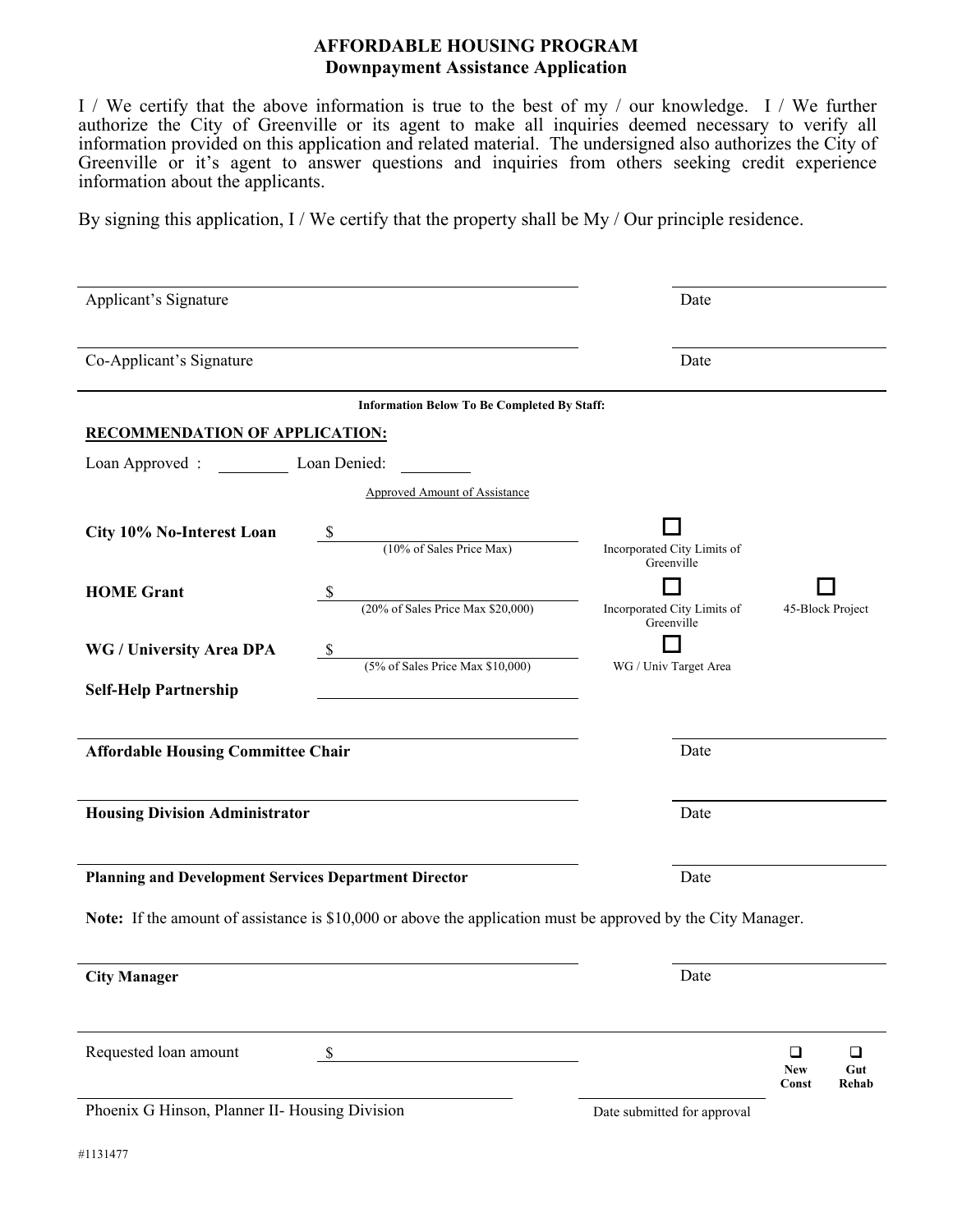# AFFORDABLE HOUSING PROGRAM
## Downpayment Assistance Application

I / We certify that the above information is true to the best of my / our knowledge. I / We further authorize the City of Greenville or its agent to make all inquiries deemed necessary to verify all information provided on this application and related material. The undersigned also authorizes the City of Greenville or it's agent to answer questions and inquiries from others seeking credit experience information about the applicants.

By signing this application, I / We certify that the property shall be My / Our principle residence.

______________________________ Applicant's Signature &nbsp;&nbsp;&nbsp;&nbsp; ______________ Date

______________________________ Co-Applicant's Signature &nbsp;&nbsp;&nbsp;&nbsp; ______________ Date

---

**Information Below To Be Completed By Staff:**

**RECOMMENDATION OF APPLICATION:**

Loan Approved : ________ Loan Denied: ________

Approved Amount of Assistance

| | Approved Amount of Assistance | | |
|---|---|---|---|
| **City 10% No-Interest Loan** | $ ________ (10% of Sales Price Max) | ☐ Incorporated City Limits of Greenville | |
| **HOME Grant** | $ ________ (20% of Sales Price Max $20,000) | ☐ Incorporated City Limits of Greenville | ☐ 45-Block Project |
| **WG / University Area DPA** | $ ________ (5% of Sales Price Max $10,000) | ☐ WG / Univ Target Area | |
| **Self-Help Partnership** | ________ | | |

______________________________ **Affordable Housing Committee Chair** &nbsp;&nbsp;&nbsp;&nbsp; ______________ Date

______________________________ **Housing Division Administrator** &nbsp;&nbsp;&nbsp;&nbsp; ______________ Date

______________________________ **Planning and Development Services Department Director** &nbsp;&nbsp;&nbsp;&nbsp; ______________ Date

**Note:** If the amount of assistance is $10,000 or above the application must be approved by the City Manager.

______________________________ **City Manager** &nbsp;&nbsp;&nbsp;&nbsp; ______________ Date

---

Requested loan amount $ ________ &nbsp;&nbsp;&nbsp;&nbsp; ☐ **New Const** &nbsp;&nbsp; ☐ **Gut Rehab**

______________________________ Phoenix G Hinson, Planner II- Housing Division &nbsp;&nbsp;&nbsp;&nbsp; ______________ Date submitted for approval

#1131477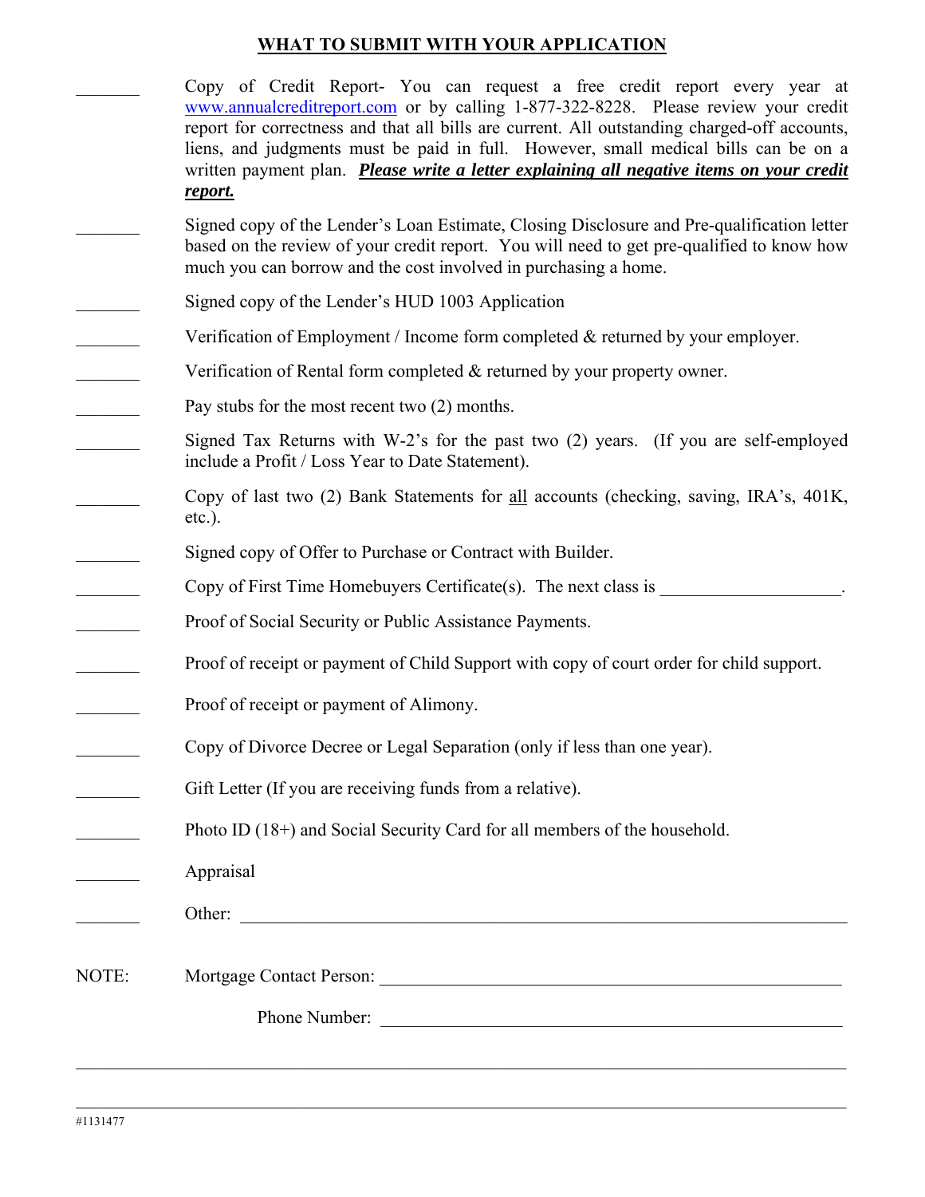# WHAT TO SUBMIT WITH YOUR APPLICATION

_______ Copy of Credit Report- You can request a free credit report every year at www.annualcreditreport.com or by calling 1-877-322-8228. Please review your credit report for correctness and that all bills are current. All outstanding charged-off accounts, liens, and judgments must be paid in full. However, small medical bills can be on a written payment plan. ***Please write a letter explaining all negative items on your credit report.***

_______ Signed copy of the Lender's Loan Estimate, Closing Disclosure and Pre-qualification letter based on the review of your credit report. You will need to get pre-qualified to know how much you can borrow and the cost involved in purchasing a home.

_______ Signed copy of the Lender's HUD 1003 Application

_______ Verification of Employment / Income form completed & returned by your employer.

_______ Verification of Rental form completed & returned by your property owner.

_______ Pay stubs for the most recent two (2) months.

_______ Signed Tax Returns with W-2's for the past two (2) years. (If you are self-employed include a Profit / Loss Year to Date Statement).

_______ Copy of last two (2) Bank Statements for all accounts (checking, saving, IRA's, 401K, etc.).

_______ Signed copy of Offer to Purchase or Contract with Builder.

_______ Copy of First Time Homebuyers Certificate(s). The next class is ____________________.

_______ Proof of Social Security or Public Assistance Payments.

_______ Proof of receipt or payment of Child Support with copy of court order for child support.

_______ Proof of receipt or payment of Alimony.

_______ Copy of Divorce Decree or Legal Separation (only if less than one year).

_______ Gift Letter (If you are receiving funds from a relative).

_______ Photo ID (18+) and Social Security Card for all members of the household.

_______ Appraisal

_______ Other: ____________________________________________________________

NOTE: Mortgage Contact Person: ____________________________________________

Phone Number: ____________________________________________

#1131477